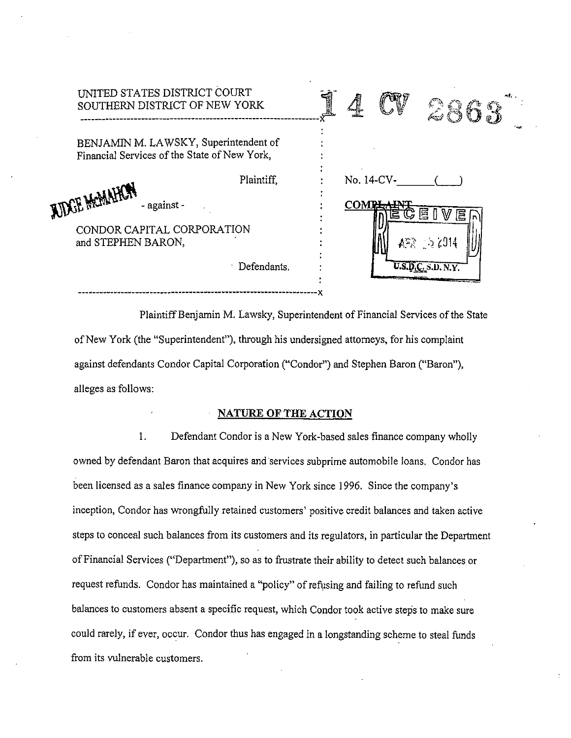UNITED STATES DISTRICT COURT
SOUTHERN DISTRICT OF NEW YORK

14 CV 2863

BENJAMIN M. LAWSKY, Superintendent of Financial Services of the State of New York,

Plaintiff,

JUDGE McMAHON

- against -

CONDOR CAPITAL CORPORATION and STEPHEN BARON,

Defendants.

No. 14-CV-\_\_\_\_\_\_\_ (\_\_\_)

COMPLAINT

RECEIVED
APR 25 2014
U.S.D.C. S.D. N.Y.

Plaintiff Benjamin M. Lawsky, Superintendent of Financial Services of the State of New York (the "Superintendent"), through his undersigned attorneys, for his complaint against defendants Condor Capital Corporation ("Condor") and Stephen Baron ("Baron"), alleges as follows:

## NATURE OF THE ACTION

1. Defendant Condor is a New York-based sales finance company wholly owned by defendant Baron that acquires and services subprime automobile loans. Condor has been licensed as a sales finance company in New York since 1996. Since the company's inception, Condor has wrongfully retained customers' positive credit balances and taken active steps to conceal such balances from its customers and its regulators, in particular the Department of Financial Services ("Department"), so as to frustrate their ability to detect such balances or request refunds. Condor has maintained a "policy" of refusing and failing to refund such balances to customers absent a specific request, which Condor took active steps to make sure could rarely, if ever, occur. Condor thus has engaged in a longstanding scheme to steal funds from its vulnerable customers.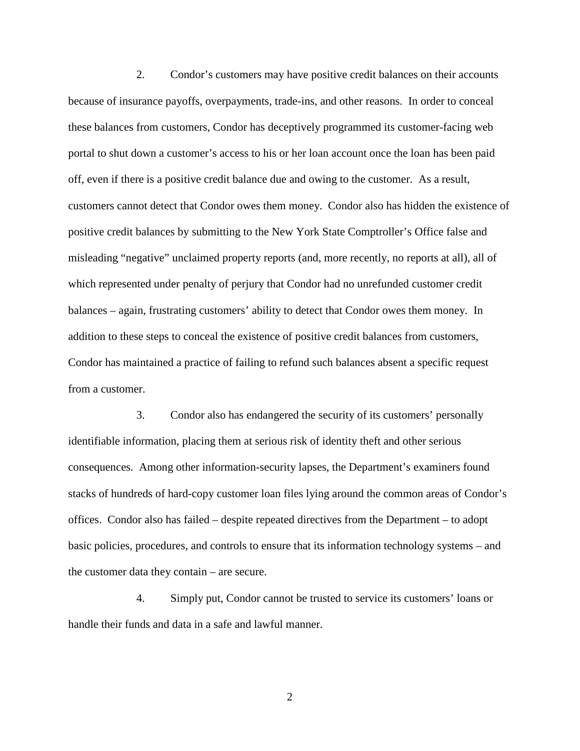2. Condor's customers may have positive credit balances on their accounts because of insurance payoffs, overpayments, trade-ins, and other reasons. In order to conceal these balances from customers, Condor has deceptively programmed its customer-facing web portal to shut down a customer's access to his or her loan account once the loan has been paid off, even if there is a positive credit balance due and owing to the customer. As a result, customers cannot detect that Condor owes them money. Condor also has hidden the existence of positive credit balances by submitting to the New York State Comptroller's Office false and misleading "negative" unclaimed property reports (and, more recently, no reports at all), all of which represented under penalty of perjury that Condor had no unrefunded customer credit balances – again, frustrating customers' ability to detect that Condor owes them money. In addition to these steps to conceal the existence of positive credit balances from customers, Condor has maintained a practice of failing to refund such balances absent a specific request from a customer.

3. Condor also has endangered the security of its customers' personally identifiable information, placing them at serious risk of identity theft and other serious consequences. Among other information-security lapses, the Department's examiners found stacks of hundreds of hard-copy customer loan files lying around the common areas of Condor's offices. Condor also has failed – despite repeated directives from the Department – to adopt basic policies, procedures, and controls to ensure that its information technology systems – and the customer data they contain – are secure.

4. Simply put, Condor cannot be trusted to service its customers' loans or handle their funds and data in a safe and lawful manner.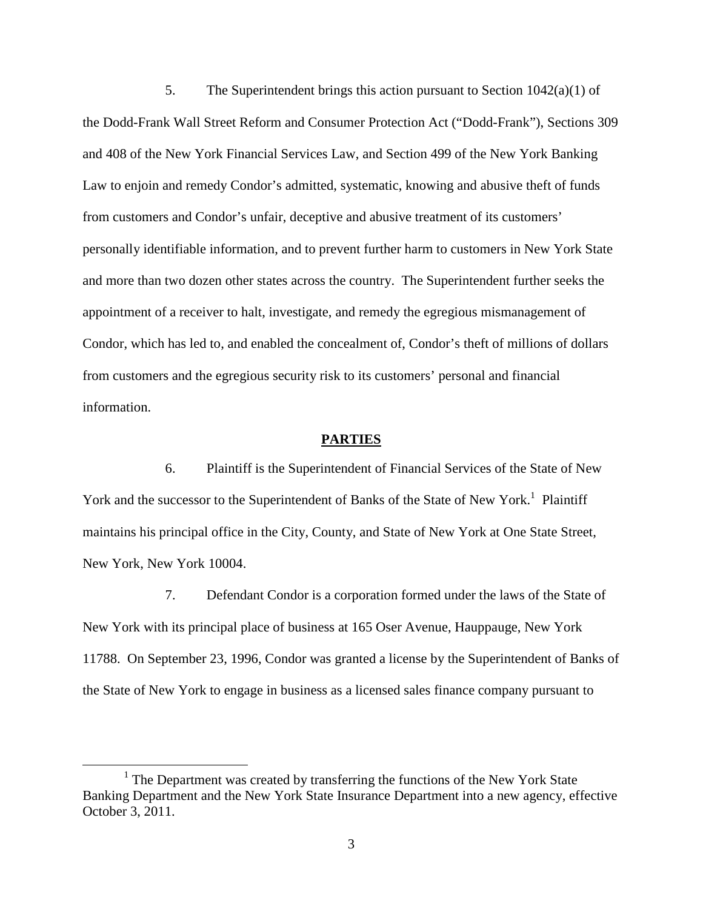5. The Superintendent brings this action pursuant to Section 1042(a)(1) of the Dodd-Frank Wall Street Reform and Consumer Protection Act ("Dodd-Frank"), Sections 309 and 408 of the New York Financial Services Law, and Section 499 of the New York Banking Law to enjoin and remedy Condor's admitted, systematic, knowing and abusive theft of funds from customers and Condor's unfair, deceptive and abusive treatment of its customers' personally identifiable information, and to prevent further harm to customers in New York State and more than two dozen other states across the country. The Superintendent further seeks the appointment of a receiver to halt, investigate, and remedy the egregious mismanagement of Condor, which has led to, and enabled the concealment of, Condor's theft of millions of dollars from customers and the egregious security risk to its customers' personal and financial information.

## PARTIES

6. Plaintiff is the Superintendent of Financial Services of the State of New York and the successor to the Superintendent of Banks of the State of New York.[1] Plaintiff maintains his principal office in the City, County, and State of New York at One State Street, New York, New York 10004.

7. Defendant Condor is a corporation formed under the laws of the State of New York with its principal place of business at 165 Oser Avenue, Hauppauge, New York 11788. On September 23, 1996, Condor was granted a license by the Superintendent of Banks of the State of New York to engage in business as a licensed sales finance company pursuant to

---

[1] The Department was created by transferring the functions of the New York State Banking Department and the New York State Insurance Department into a new agency, effective October 3, 2011.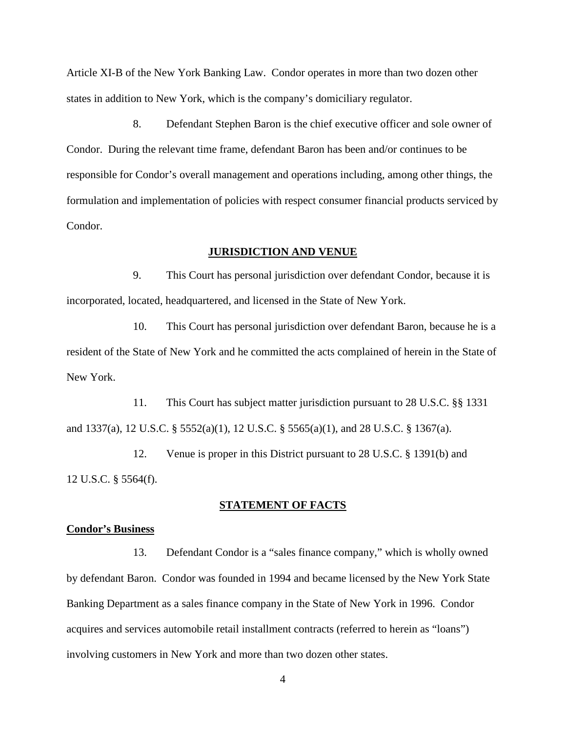Article XI-B of the New York Banking Law. Condor operates in more than two dozen other states in addition to New York, which is the company's domiciliary regulator.

8. Defendant Stephen Baron is the chief executive officer and sole owner of Condor. During the relevant time frame, defendant Baron has been and/or continues to be responsible for Condor's overall management and operations including, among other things, the formulation and implementation of policies with respect consumer financial products serviced by Condor.

## JURISDICTION AND VENUE

9. This Court has personal jurisdiction over defendant Condor, because it is incorporated, located, headquartered, and licensed in the State of New York.

10. This Court has personal jurisdiction over defendant Baron, because he is a resident of the State of New York and he committed the acts complained of herein in the State of New York.

11. This Court has subject matter jurisdiction pursuant to 28 U.S.C. §§ 1331 and 1337(a), 12 U.S.C. § 5552(a)(1), 12 U.S.C. § 5565(a)(1), and 28 U.S.C. § 1367(a).

12. Venue is proper in this District pursuant to 28 U.S.C. § 1391(b) and 12 U.S.C. § 5564(f).

## STATEMENT OF FACTS

### Condor's Business

13. Defendant Condor is a "sales finance company," which is wholly owned by defendant Baron. Condor was founded in 1994 and became licensed by the New York State Banking Department as a sales finance company in the State of New York in 1996. Condor acquires and services automobile retail installment contracts (referred to herein as "loans") involving customers in New York and more than two dozen other states.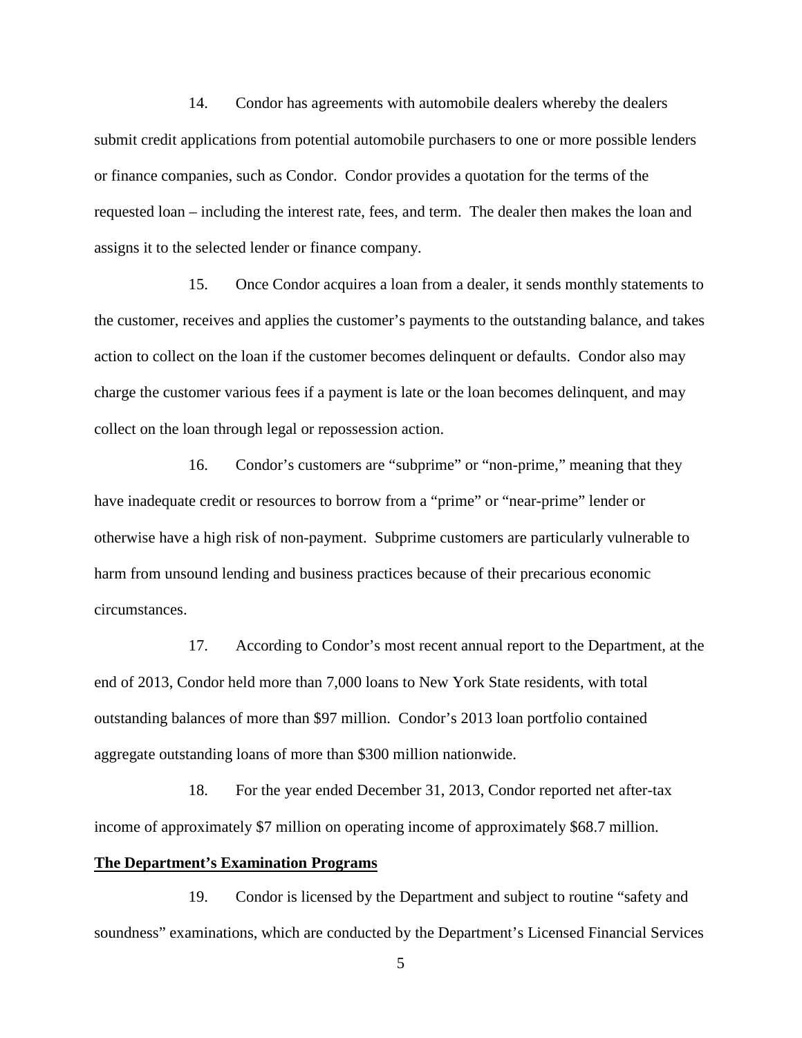14. Condor has agreements with automobile dealers whereby the dealers submit credit applications from potential automobile purchasers to one or more possible lenders or finance companies, such as Condor. Condor provides a quotation for the terms of the requested loan – including the interest rate, fees, and term. The dealer then makes the loan and assigns it to the selected lender or finance company.

15. Once Condor acquires a loan from a dealer, it sends monthly statements to the customer, receives and applies the customer's payments to the outstanding balance, and takes action to collect on the loan if the customer becomes delinquent or defaults. Condor also may charge the customer various fees if a payment is late or the loan becomes delinquent, and may collect on the loan through legal or repossession action.

16. Condor's customers are "subprime" or "non-prime," meaning that they have inadequate credit or resources to borrow from a "prime" or "near-prime" lender or otherwise have a high risk of non-payment. Subprime customers are particularly vulnerable to harm from unsound lending and business practices because of their precarious economic circumstances.

17. According to Condor's most recent annual report to the Department, at the end of 2013, Condor held more than 7,000 loans to New York State residents, with total outstanding balances of more than $97 million. Condor's 2013 loan portfolio contained aggregate outstanding loans of more than $300 million nationwide.

18. For the year ended December 31, 2013, Condor reported net after-tax income of approximately $7 million on operating income of approximately $68.7 million.

**The Department's Examination Programs**

19. Condor is licensed by the Department and subject to routine "safety and soundness" examinations, which are conducted by the Department's Licensed Financial Services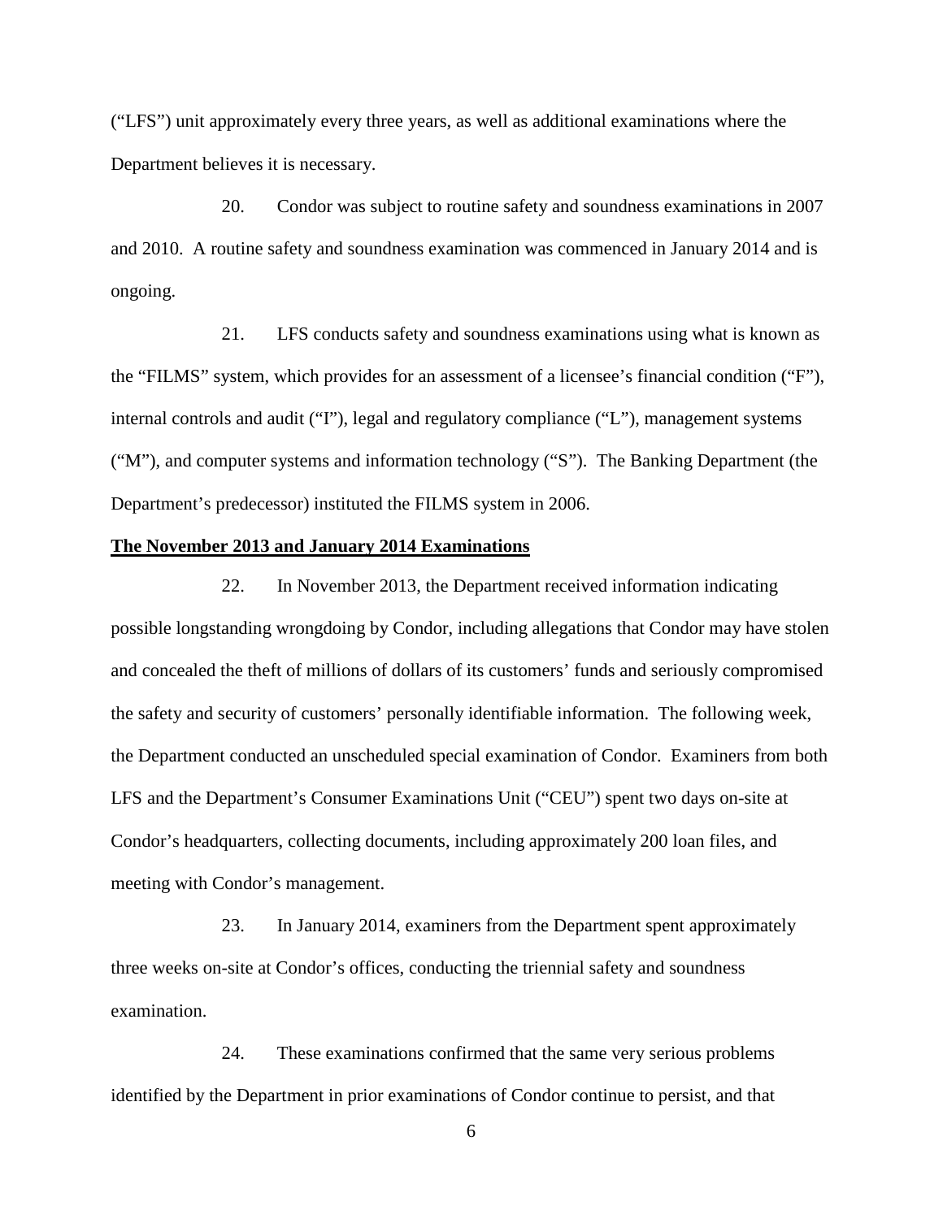("LFS") unit approximately every three years, as well as additional examinations where the Department believes it is necessary.

20. Condor was subject to routine safety and soundness examinations in 2007 and 2010. A routine safety and soundness examination was commenced in January 2014 and is ongoing.

21. LFS conducts safety and soundness examinations using what is known as the "FILMS" system, which provides for an assessment of a licensee's financial condition ("F"), internal controls and audit ("I"), legal and regulatory compliance ("L"), management systems ("M"), and computer systems and information technology ("S"). The Banking Department (the Department's predecessor) instituted the FILMS system in 2006.

**The November 2013 and January 2014 Examinations**

22. In November 2013, the Department received information indicating possible longstanding wrongdoing by Condor, including allegations that Condor may have stolen and concealed the theft of millions of dollars of its customers' funds and seriously compromised the safety and security of customers' personally identifiable information. The following week, the Department conducted an unscheduled special examination of Condor. Examiners from both LFS and the Department's Consumer Examinations Unit ("CEU") spent two days on-site at Condor's headquarters, collecting documents, including approximately 200 loan files, and meeting with Condor's management.

23. In January 2014, examiners from the Department spent approximately three weeks on-site at Condor's offices, conducting the triennial safety and soundness examination.

24. These examinations confirmed that the same very serious problems identified by the Department in prior examinations of Condor continue to persist, and that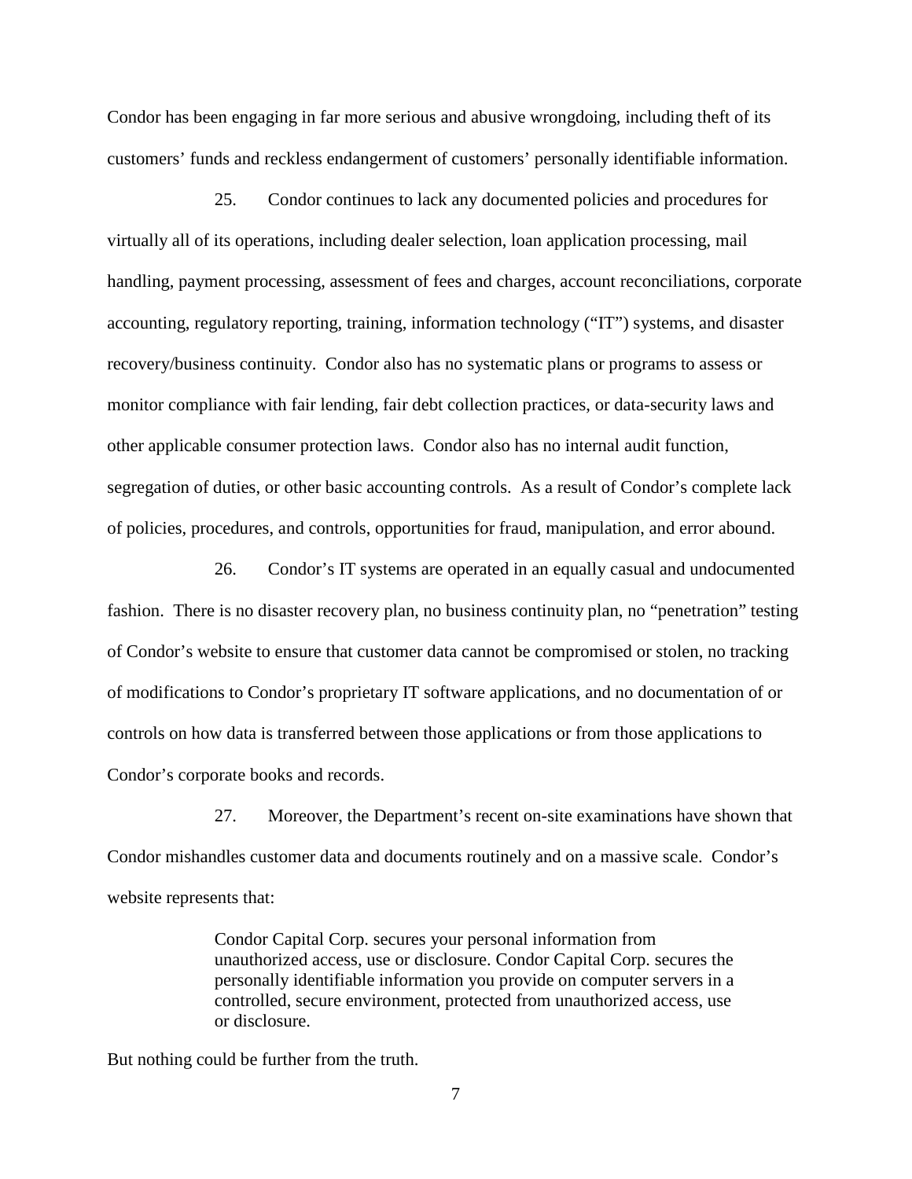Condor has been engaging in far more serious and abusive wrongdoing, including theft of its customers' funds and reckless endangerment of customers' personally identifiable information.

25. Condor continues to lack any documented policies and procedures for virtually all of its operations, including dealer selection, loan application processing, mail handling, payment processing, assessment of fees and charges, account reconciliations, corporate accounting, regulatory reporting, training, information technology ("IT") systems, and disaster recovery/business continuity. Condor also has no systematic plans or programs to assess or monitor compliance with fair lending, fair debt collection practices, or data-security laws and other applicable consumer protection laws. Condor also has no internal audit function, segregation of duties, or other basic accounting controls. As a result of Condor's complete lack of policies, procedures, and controls, opportunities for fraud, manipulation, and error abound.

26. Condor's IT systems are operated in an equally casual and undocumented fashion. There is no disaster recovery plan, no business continuity plan, no "penetration" testing of Condor's website to ensure that customer data cannot be compromised or stolen, no tracking of modifications to Condor's proprietary IT software applications, and no documentation of or controls on how data is transferred between those applications or from those applications to Condor's corporate books and records.

27. Moreover, the Department's recent on-site examinations have shown that Condor mishandles customer data and documents routinely and on a massive scale. Condor's website represents that:

> Condor Capital Corp. secures your personal information from unauthorized access, use or disclosure. Condor Capital Corp. secures the personally identifiable information you provide on computer servers in a controlled, secure environment, protected from unauthorized access, use or disclosure.

But nothing could be further from the truth.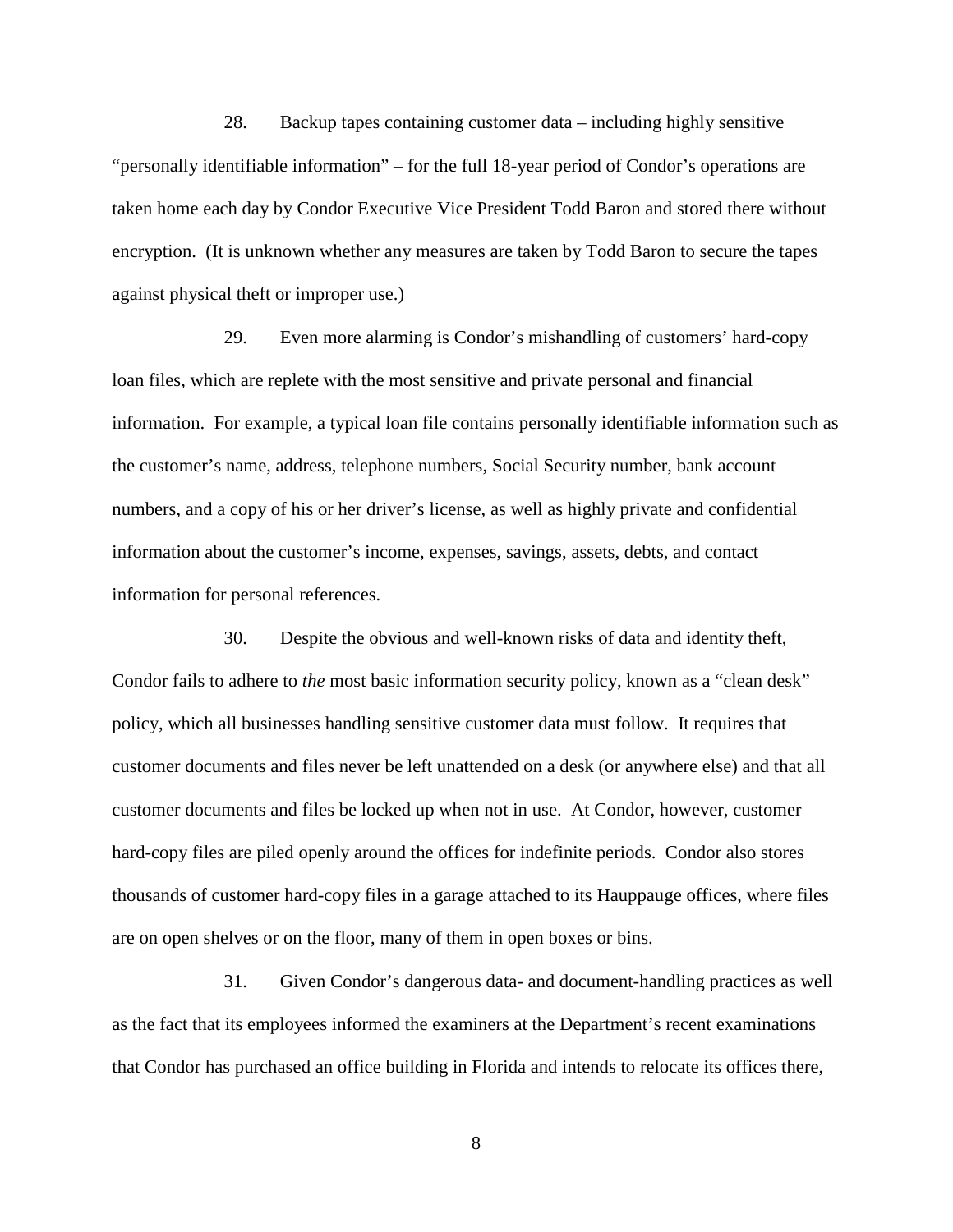28. Backup tapes containing customer data – including highly sensitive "personally identifiable information" – for the full 18-year period of Condor's operations are taken home each day by Condor Executive Vice President Todd Baron and stored there without encryption. (It is unknown whether any measures are taken by Todd Baron to secure the tapes against physical theft or improper use.)

29. Even more alarming is Condor's mishandling of customers' hard-copy loan files, which are replete with the most sensitive and private personal and financial information. For example, a typical loan file contains personally identifiable information such as the customer's name, address, telephone numbers, Social Security number, bank account numbers, and a copy of his or her driver's license, as well as highly private and confidential information about the customer's income, expenses, savings, assets, debts, and contact information for personal references.

30. Despite the obvious and well-known risks of data and identity theft, Condor fails to adhere to *the* most basic information security policy, known as a "clean desk" policy, which all businesses handling sensitive customer data must follow. It requires that customer documents and files never be left unattended on a desk (or anywhere else) and that all customer documents and files be locked up when not in use. At Condor, however, customer hard-copy files are piled openly around the offices for indefinite periods. Condor also stores thousands of customer hard-copy files in a garage attached to its Hauppauge offices, where files are on open shelves or on the floor, many of them in open boxes or bins.

31. Given Condor's dangerous data- and document-handling practices as well as the fact that its employees informed the examiners at the Department's recent examinations that Condor has purchased an office building in Florida and intends to relocate its offices there,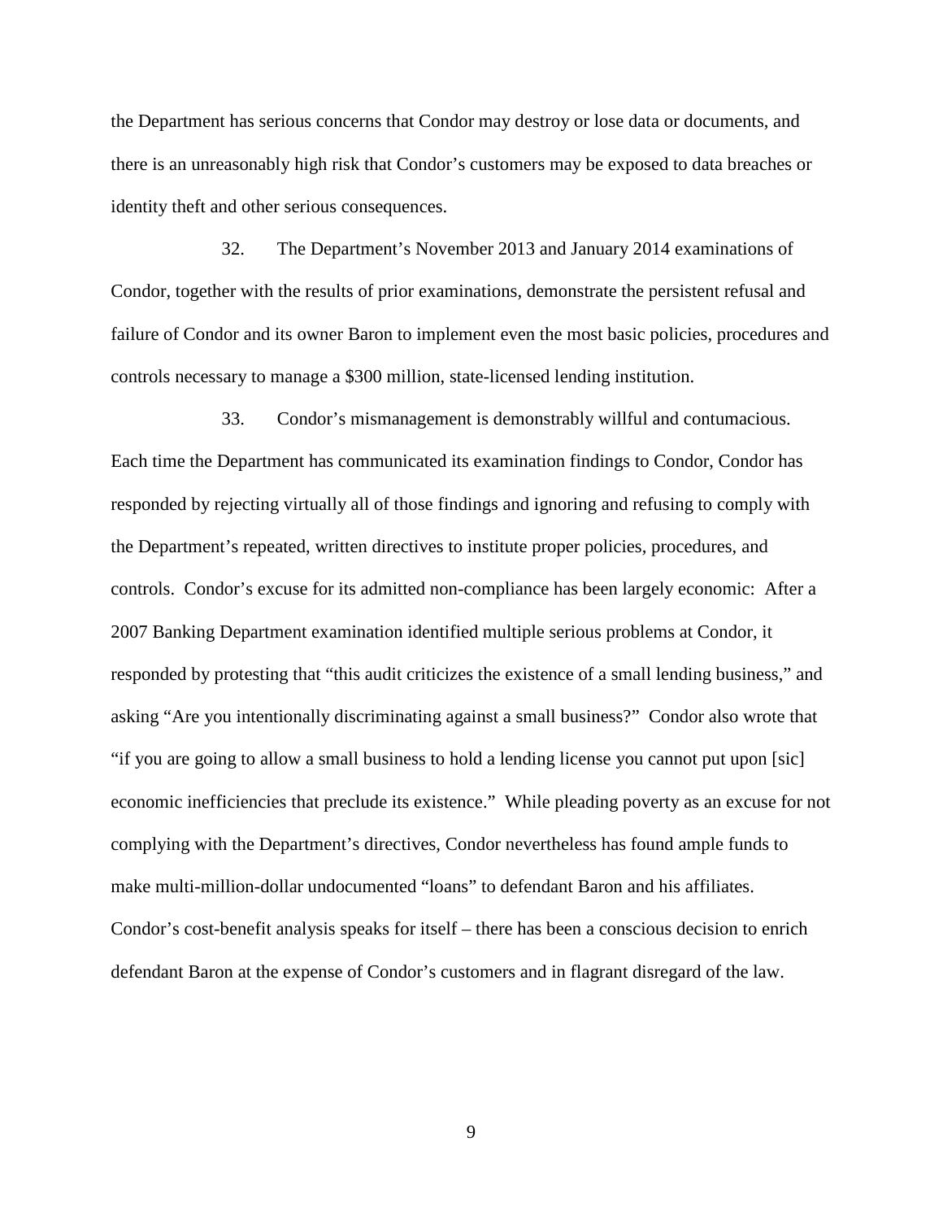the Department has serious concerns that Condor may destroy or lose data or documents, and there is an unreasonably high risk that Condor's customers may be exposed to data breaches or identity theft and other serious consequences.

32. The Department's November 2013 and January 2014 examinations of Condor, together with the results of prior examinations, demonstrate the persistent refusal and failure of Condor and its owner Baron to implement even the most basic policies, procedures and controls necessary to manage a $300 million, state-licensed lending institution.

33. Condor's mismanagement is demonstrably willful and contumacious. Each time the Department has communicated its examination findings to Condor, Condor has responded by rejecting virtually all of those findings and ignoring and refusing to comply with the Department's repeated, written directives to institute proper policies, procedures, and controls. Condor's excuse for its admitted non-compliance has been largely economic: After a 2007 Banking Department examination identified multiple serious problems at Condor, it responded by protesting that "this audit criticizes the existence of a small lending business," and asking "Are you intentionally discriminating against a small business?" Condor also wrote that "if you are going to allow a small business to hold a lending license you cannot put upon [sic] economic inefficiencies that preclude its existence." While pleading poverty as an excuse for not complying with the Department's directives, Condor nevertheless has found ample funds to make multi-million-dollar undocumented "loans" to defendant Baron and his affiliates. Condor's cost-benefit analysis speaks for itself – there has been a conscious decision to enrich defendant Baron at the expense of Condor's customers and in flagrant disregard of the law.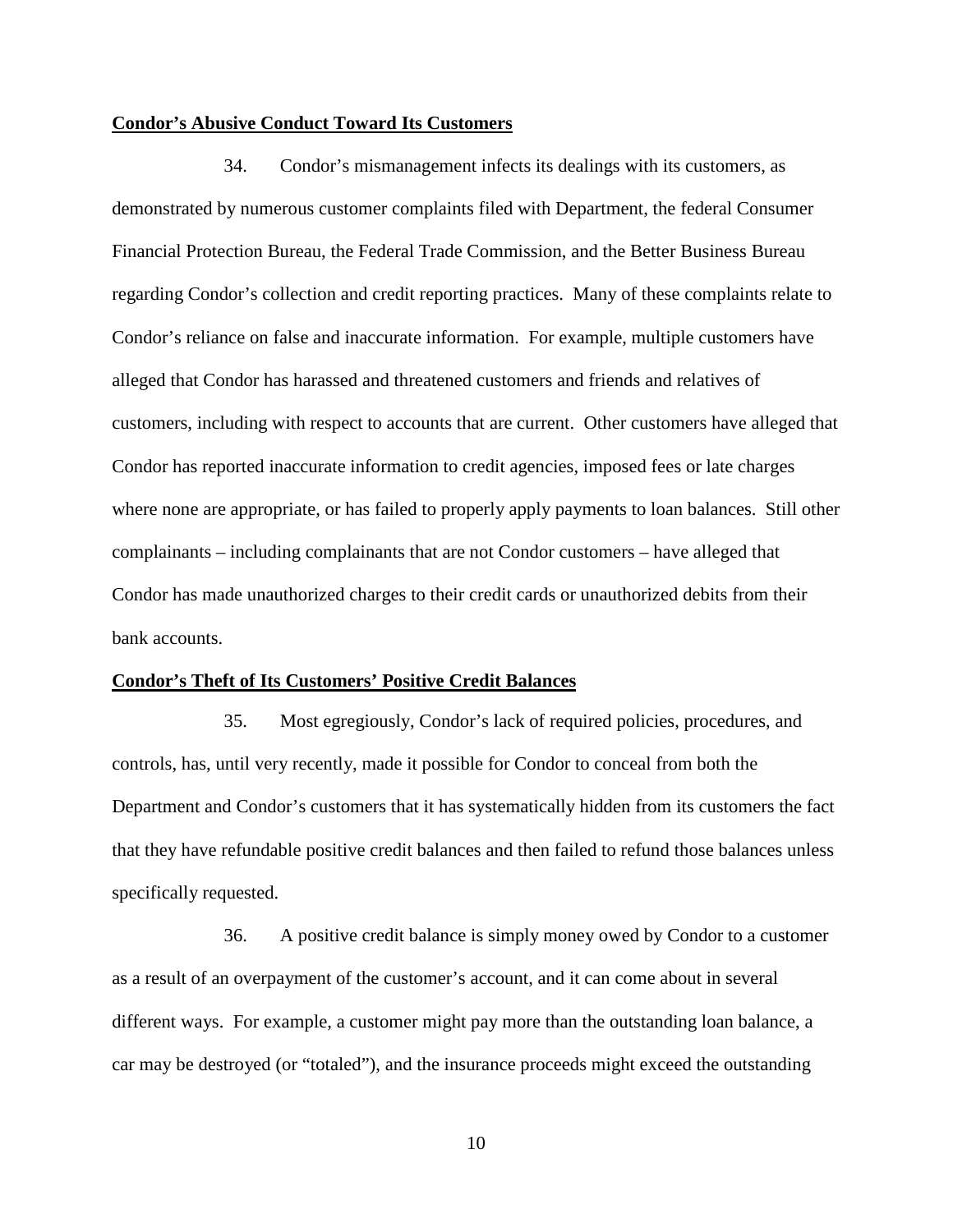**Condor's Abusive Conduct Toward Its Customers**

34. Condor's mismanagement infects its dealings with its customers, as demonstrated by numerous customer complaints filed with Department, the federal Consumer Financial Protection Bureau, the Federal Trade Commission, and the Better Business Bureau regarding Condor's collection and credit reporting practices. Many of these complaints relate to Condor's reliance on false and inaccurate information. For example, multiple customers have alleged that Condor has harassed and threatened customers and friends and relatives of customers, including with respect to accounts that are current. Other customers have alleged that Condor has reported inaccurate information to credit agencies, imposed fees or late charges where none are appropriate, or has failed to properly apply payments to loan balances. Still other complainants – including complainants that are not Condor customers – have alleged that Condor has made unauthorized charges to their credit cards or unauthorized debits from their bank accounts.

**Condor's Theft of Its Customers' Positive Credit Balances**

35. Most egregiously, Condor's lack of required policies, procedures, and controls, has, until very recently, made it possible for Condor to conceal from both the Department and Condor's customers that it has systematically hidden from its customers the fact that they have refundable positive credit balances and then failed to refund those balances unless specifically requested.

36. A positive credit balance is simply money owed by Condor to a customer as a result of an overpayment of the customer's account, and it can come about in several different ways. For example, a customer might pay more than the outstanding loan balance, a car may be destroyed (or "totaled"), and the insurance proceeds might exceed the outstanding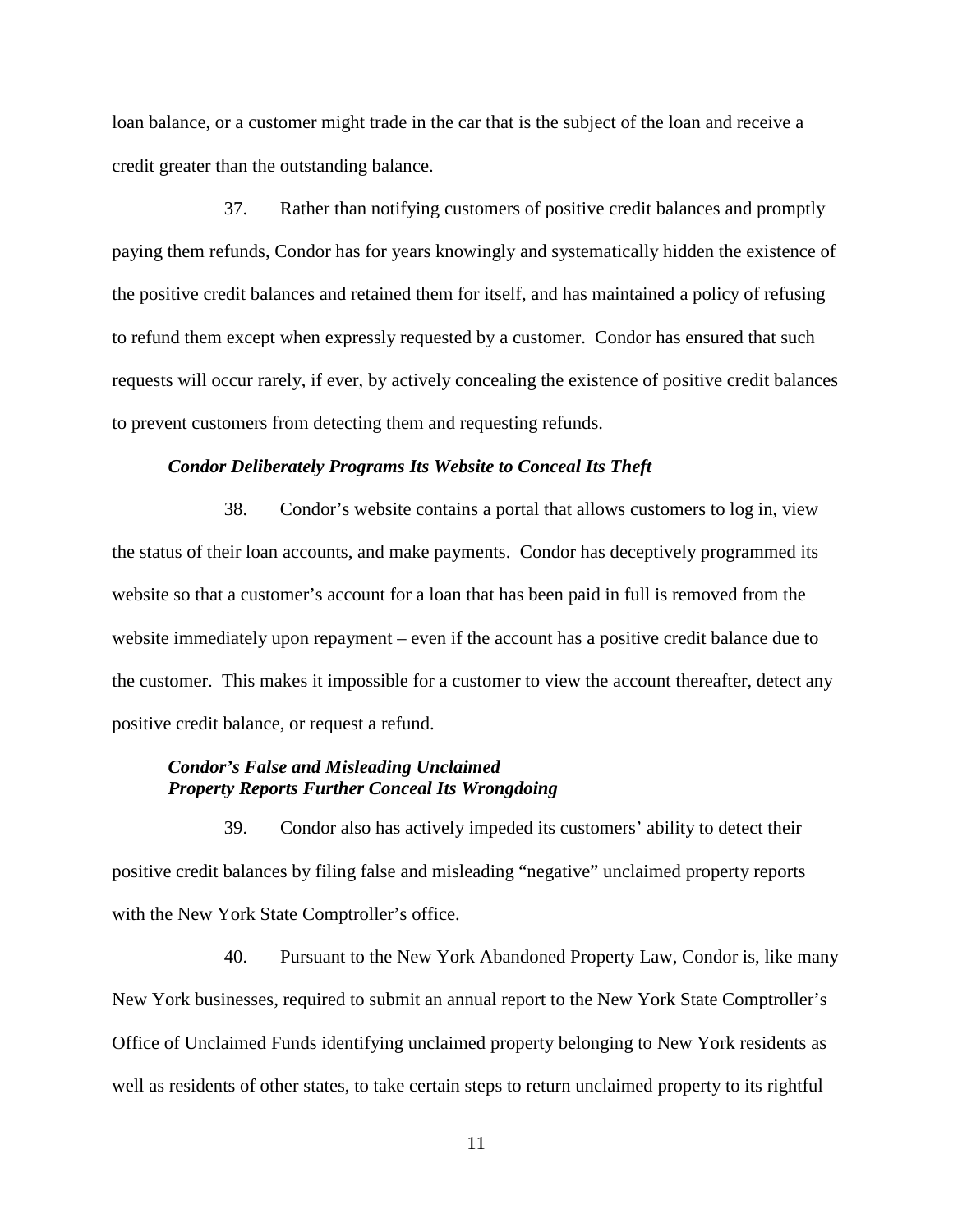loan balance, or a customer might trade in the car that is the subject of the loan and receive a credit greater than the outstanding balance.

37. Rather than notifying customers of positive credit balances and promptly paying them refunds, Condor has for years knowingly and systematically hidden the existence of the positive credit balances and retained them for itself, and has maintained a policy of refusing to refund them except when expressly requested by a customer. Condor has ensured that such requests will occur rarely, if ever, by actively concealing the existence of positive credit balances to prevent customers from detecting them and requesting refunds.

***Condor Deliberately Programs Its Website to Conceal Its Theft***

38. Condor's website contains a portal that allows customers to log in, view the status of their loan accounts, and make payments. Condor has deceptively programmed its website so that a customer's account for a loan that has been paid in full is removed from the website immediately upon repayment – even if the account has a positive credit balance due to the customer. This makes it impossible for a customer to view the account thereafter, detect any positive credit balance, or request a refund.

***Condor's False and Misleading Unclaimed Property Reports Further Conceal Its Wrongdoing***

39. Condor also has actively impeded its customers' ability to detect their positive credit balances by filing false and misleading "negative" unclaimed property reports with the New York State Comptroller's office.

40. Pursuant to the New York Abandoned Property Law, Condor is, like many New York businesses, required to submit an annual report to the New York State Comptroller's Office of Unclaimed Funds identifying unclaimed property belonging to New York residents as well as residents of other states, to take certain steps to return unclaimed property to its rightful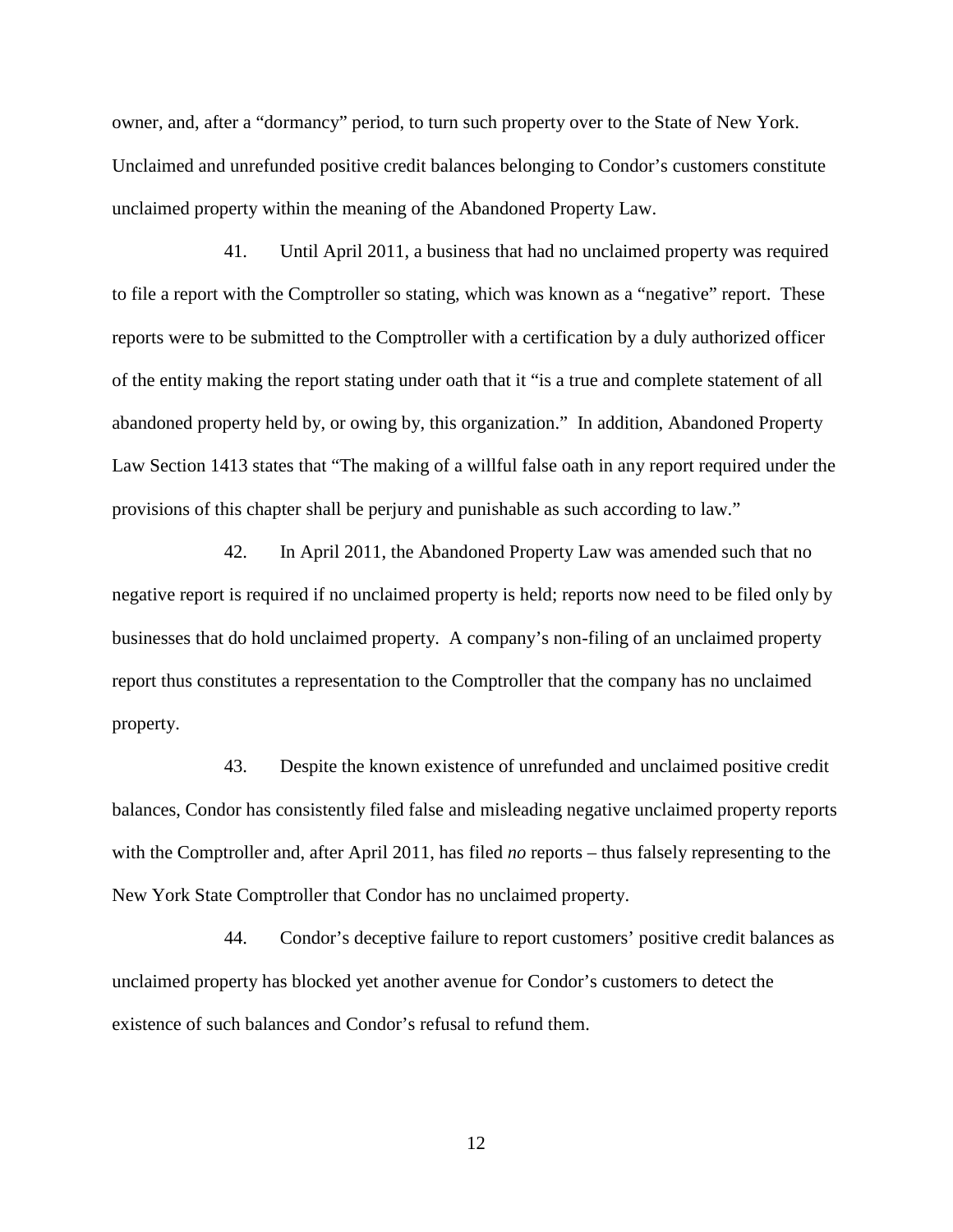owner, and, after a "dormancy" period, to turn such property over to the State of New York. Unclaimed and unrefunded positive credit balances belonging to Condor's customers constitute unclaimed property within the meaning of the Abandoned Property Law.

41. Until April 2011, a business that had no unclaimed property was required to file a report with the Comptroller so stating, which was known as a "negative" report. These reports were to be submitted to the Comptroller with a certification by a duly authorized officer of the entity making the report stating under oath that it "is a true and complete statement of all abandoned property held by, or owing by, this organization." In addition, Abandoned Property Law Section 1413 states that "The making of a willful false oath in any report required under the provisions of this chapter shall be perjury and punishable as such according to law."

42. In April 2011, the Abandoned Property Law was amended such that no negative report is required if no unclaimed property is held; reports now need to be filed only by businesses that do hold unclaimed property. A company's non-filing of an unclaimed property report thus constitutes a representation to the Comptroller that the company has no unclaimed property.

43. Despite the known existence of unrefunded and unclaimed positive credit balances, Condor has consistently filed false and misleading negative unclaimed property reports with the Comptroller and, after April 2011, has filed *no* reports – thus falsely representing to the New York State Comptroller that Condor has no unclaimed property.

44. Condor's deceptive failure to report customers' positive credit balances as unclaimed property has blocked yet another avenue for Condor's customers to detect the existence of such balances and Condor's refusal to refund them.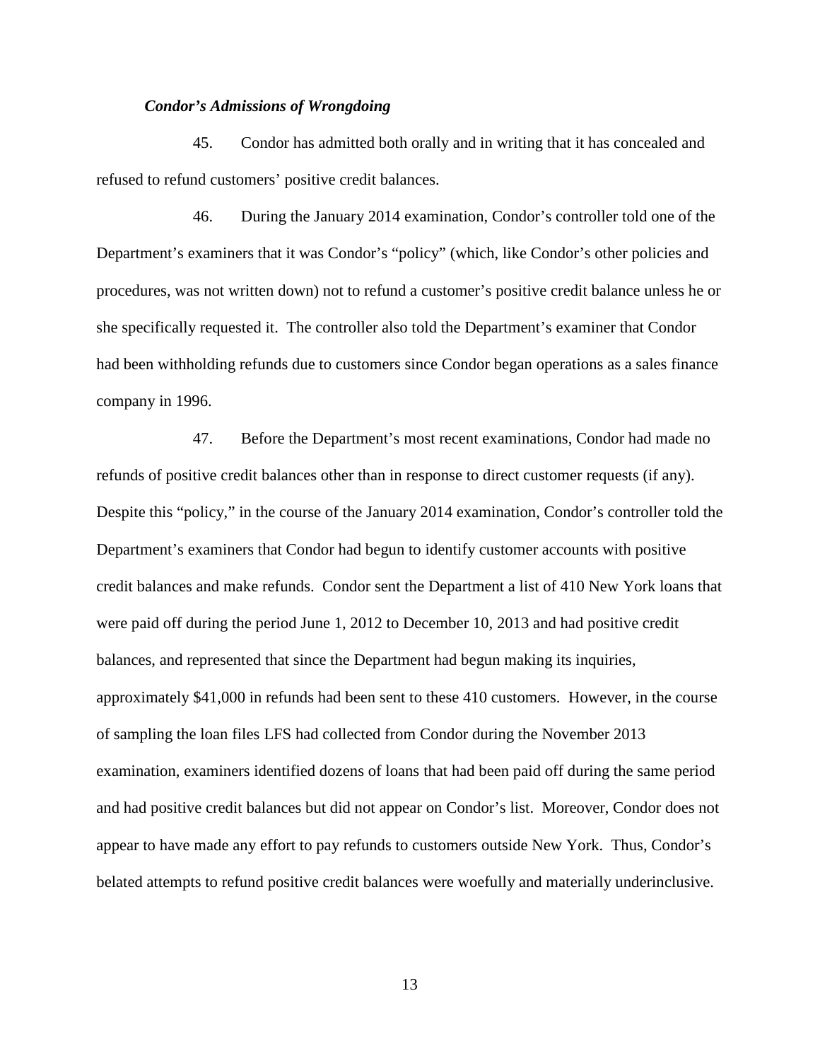***Condor's Admissions of Wrongdoing***

45. Condor has admitted both orally and in writing that it has concealed and refused to refund customers' positive credit balances.

46. During the January 2014 examination, Condor's controller told one of the Department's examiners that it was Condor's "policy" (which, like Condor's other policies and procedures, was not written down) not to refund a customer's positive credit balance unless he or she specifically requested it. The controller also told the Department's examiner that Condor had been withholding refunds due to customers since Condor began operations as a sales finance company in 1996.

47. Before the Department's most recent examinations, Condor had made no refunds of positive credit balances other than in response to direct customer requests (if any). Despite this "policy," in the course of the January 2014 examination, Condor's controller told the Department's examiners that Condor had begun to identify customer accounts with positive credit balances and make refunds. Condor sent the Department a list of 410 New York loans that were paid off during the period June 1, 2012 to December 10, 2013 and had positive credit balances, and represented that since the Department had begun making its inquiries, approximately $41,000 in refunds had been sent to these 410 customers. However, in the course of sampling the loan files LFS had collected from Condor during the November 2013 examination, examiners identified dozens of loans that had been paid off during the same period and had positive credit balances but did not appear on Condor's list. Moreover, Condor does not appear to have made any effort to pay refunds to customers outside New York. Thus, Condor's belated attempts to refund positive credit balances were woefully and materially underinclusive.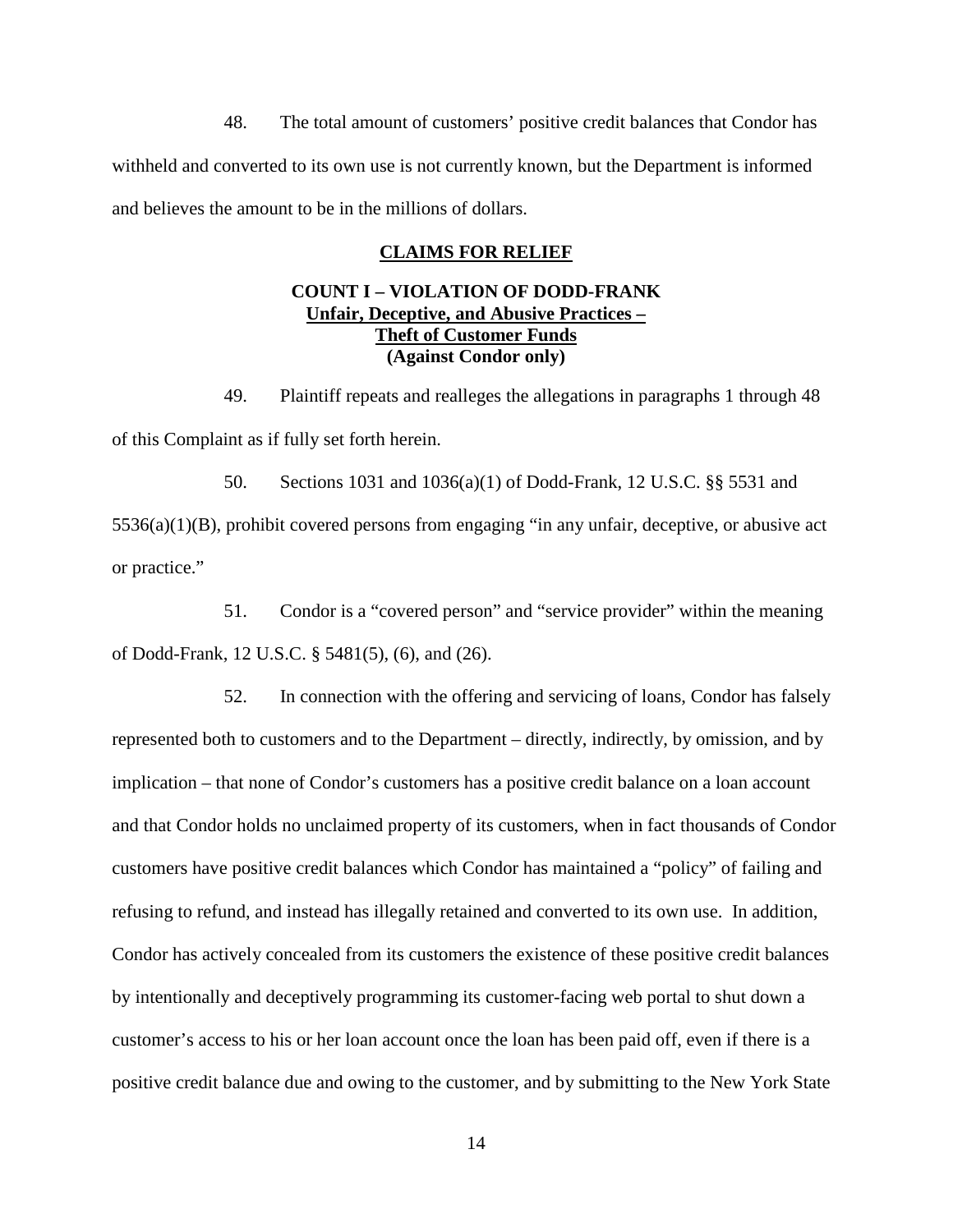48. The total amount of customers' positive credit balances that Condor has withheld and converted to its own use is not currently known, but the Department is informed and believes the amount to be in the millions of dollars.

## CLAIMS FOR RELIEF

### COUNT I – VIOLATION OF DODD-FRANK
### Unfair, Deceptive, and Abusive Practices – Theft of Customer Funds
### (Against Condor only)

49. Plaintiff repeats and realleges the allegations in paragraphs 1 through 48 of this Complaint as if fully set forth herein.

50. Sections 1031 and 1036(a)(1) of Dodd-Frank, 12 U.S.C. §§ 5531 and 5536(a)(1)(B), prohibit covered persons from engaging "in any unfair, deceptive, or abusive act or practice."

51. Condor is a "covered person" and "service provider" within the meaning of Dodd-Frank, 12 U.S.C. § 5481(5), (6), and (26).

52. In connection with the offering and servicing of loans, Condor has falsely represented both to customers and to the Department – directly, indirectly, by omission, and by implication – that none of Condor's customers has a positive credit balance on a loan account and that Condor holds no unclaimed property of its customers, when in fact thousands of Condor customers have positive credit balances which Condor has maintained a "policy" of failing and refusing to refund, and instead has illegally retained and converted to its own use. In addition, Condor has actively concealed from its customers the existence of these positive credit balances by intentionally and deceptively programming its customer-facing web portal to shut down a customer's access to his or her loan account once the loan has been paid off, even if there is a positive credit balance due and owing to the customer, and by submitting to the New York State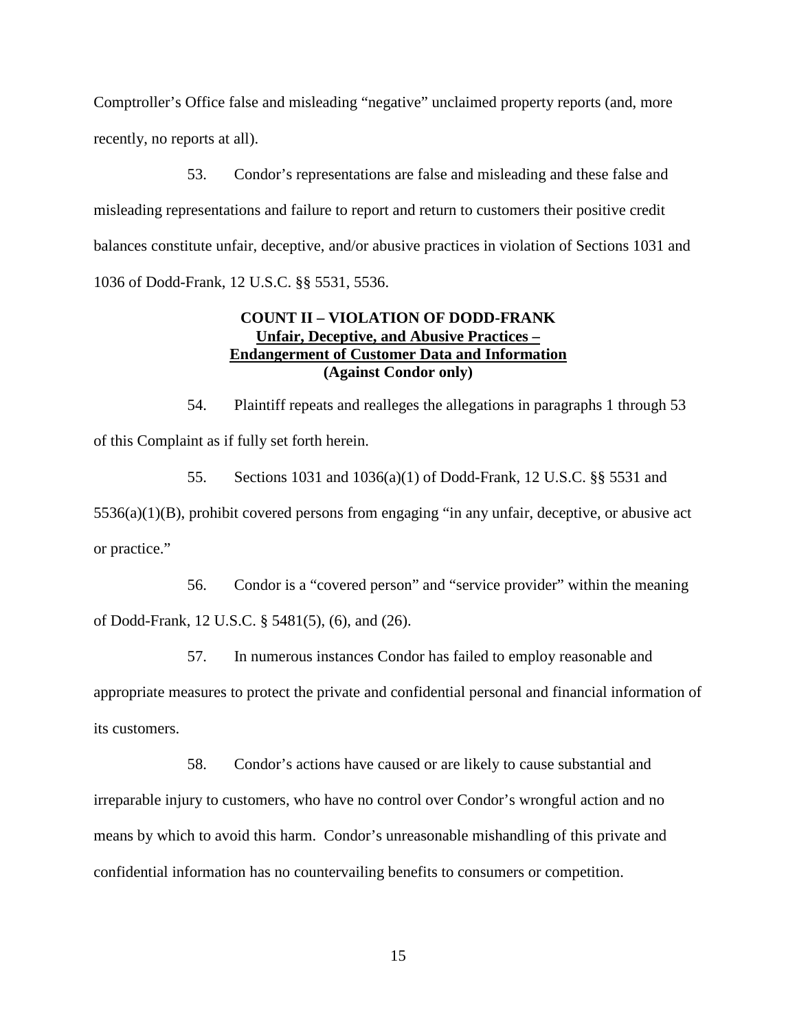Comptroller's Office false and misleading "negative" unclaimed property reports (and, more recently, no reports at all).

53. Condor's representations are false and misleading and these false and misleading representations and failure to report and return to customers their positive credit balances constitute unfair, deceptive, and/or abusive practices in violation of Sections 1031 and 1036 of Dodd-Frank, 12 U.S.C. §§ 5531, 5536.

**COUNT II – VIOLATION OF DODD-FRANK**
**Unfair, Deceptive, and Abusive Practices –**
**Endangerment of Customer Data and Information**
**(Against Condor only)**

54. Plaintiff repeats and realleges the allegations in paragraphs 1 through 53 of this Complaint as if fully set forth herein.

55. Sections 1031 and 1036(a)(1) of Dodd-Frank, 12 U.S.C. §§ 5531 and 5536(a)(1)(B), prohibit covered persons from engaging "in any unfair, deceptive, or abusive act or practice."

56. Condor is a "covered person" and "service provider" within the meaning of Dodd-Frank, 12 U.S.C. § 5481(5), (6), and (26).

57. In numerous instances Condor has failed to employ reasonable and appropriate measures to protect the private and confidential personal and financial information of its customers.

58. Condor's actions have caused or are likely to cause substantial and irreparable injury to customers, who have no control over Condor's wrongful action and no means by which to avoid this harm. Condor's unreasonable mishandling of this private and confidential information has no countervailing benefits to consumers or competition.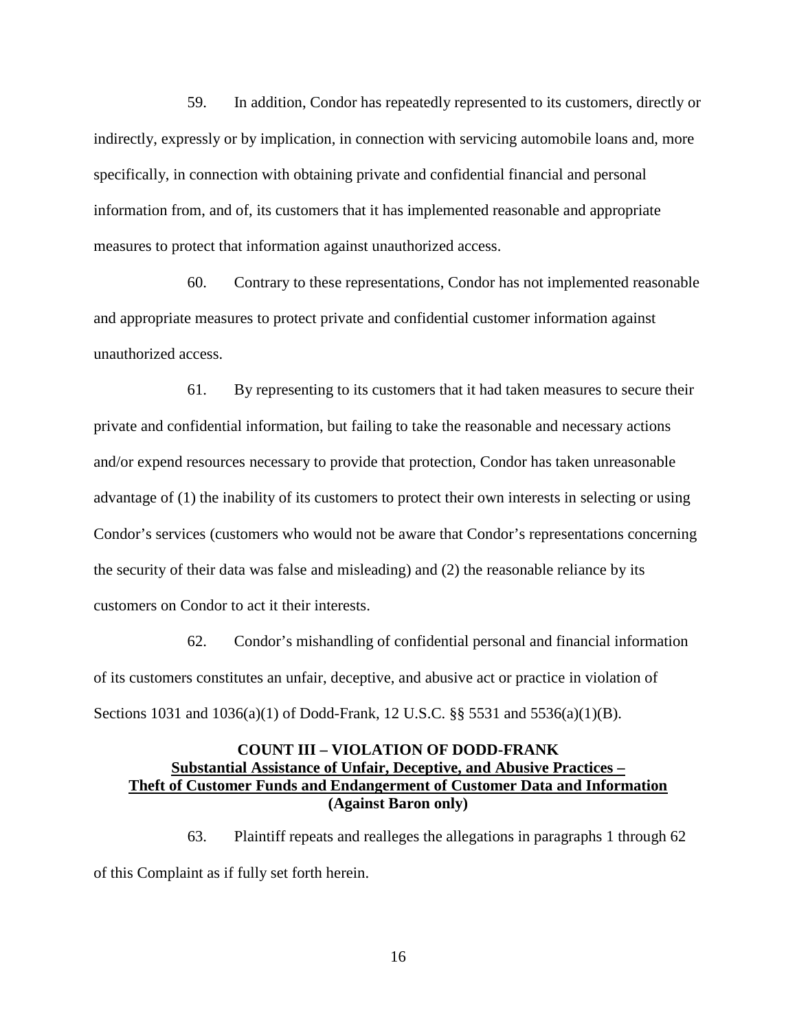59. In addition, Condor has repeatedly represented to its customers, directly or indirectly, expressly or by implication, in connection with servicing automobile loans and, more specifically, in connection with obtaining private and confidential financial and personal information from, and of, its customers that it has implemented reasonable and appropriate measures to protect that information against unauthorized access.

60. Contrary to these representations, Condor has not implemented reasonable and appropriate measures to protect private and confidential customer information against unauthorized access.

61. By representing to its customers that it had taken measures to secure their private and confidential information, but failing to take the reasonable and necessary actions and/or expend resources necessary to provide that protection, Condor has taken unreasonable advantage of (1) the inability of its customers to protect their own interests in selecting or using Condor's services (customers who would not be aware that Condor's representations concerning the security of their data was false and misleading) and (2) the reasonable reliance by its customers on Condor to act it their interests.

62. Condor's mishandling of confidential personal and financial information of its customers constitutes an unfair, deceptive, and abusive act or practice in violation of Sections 1031 and 1036(a)(1) of Dodd-Frank, 12 U.S.C. §§ 5531 and 5536(a)(1)(B).

**COUNT III – VIOLATION OF DODD-FRANK**
**Substantial Assistance of Unfair, Deceptive, and Abusive Practices –**
**Theft of Customer Funds and Endangerment of Customer Data and Information**
**(Against Baron only)**

63. Plaintiff repeats and realleges the allegations in paragraphs 1 through 62 of this Complaint as if fully set forth herein.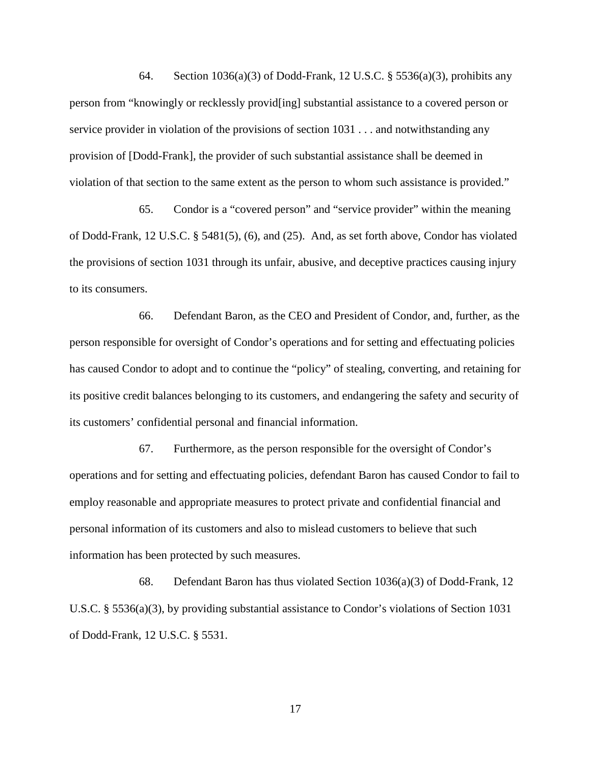64. Section 1036(a)(3) of Dodd-Frank, 12 U.S.C. § 5536(a)(3), prohibits any person from "knowingly or recklessly provid[ing] substantial assistance to a covered person or service provider in violation of the provisions of section 1031 . . . and notwithstanding any provision of [Dodd-Frank], the provider of such substantial assistance shall be deemed in violation of that section to the same extent as the person to whom such assistance is provided."

65. Condor is a "covered person" and "service provider" within the meaning of Dodd-Frank, 12 U.S.C. § 5481(5), (6), and (25). And, as set forth above, Condor has violated the provisions of section 1031 through its unfair, abusive, and deceptive practices causing injury to its consumers.

66. Defendant Baron, as the CEO and President of Condor, and, further, as the person responsible for oversight of Condor's operations and for setting and effectuating policies has caused Condor to adopt and to continue the "policy" of stealing, converting, and retaining for its positive credit balances belonging to its customers, and endangering the safety and security of its customers' confidential personal and financial information.

67. Furthermore, as the person responsible for the oversight of Condor's operations and for setting and effectuating policies, defendant Baron has caused Condor to fail to employ reasonable and appropriate measures to protect private and confidential financial and personal information of its customers and also to mislead customers to believe that such information has been protected by such measures.

68. Defendant Baron has thus violated Section 1036(a)(3) of Dodd-Frank, 12 U.S.C. § 5536(a)(3), by providing substantial assistance to Condor's violations of Section 1031 of Dodd-Frank, 12 U.S.C. § 5531.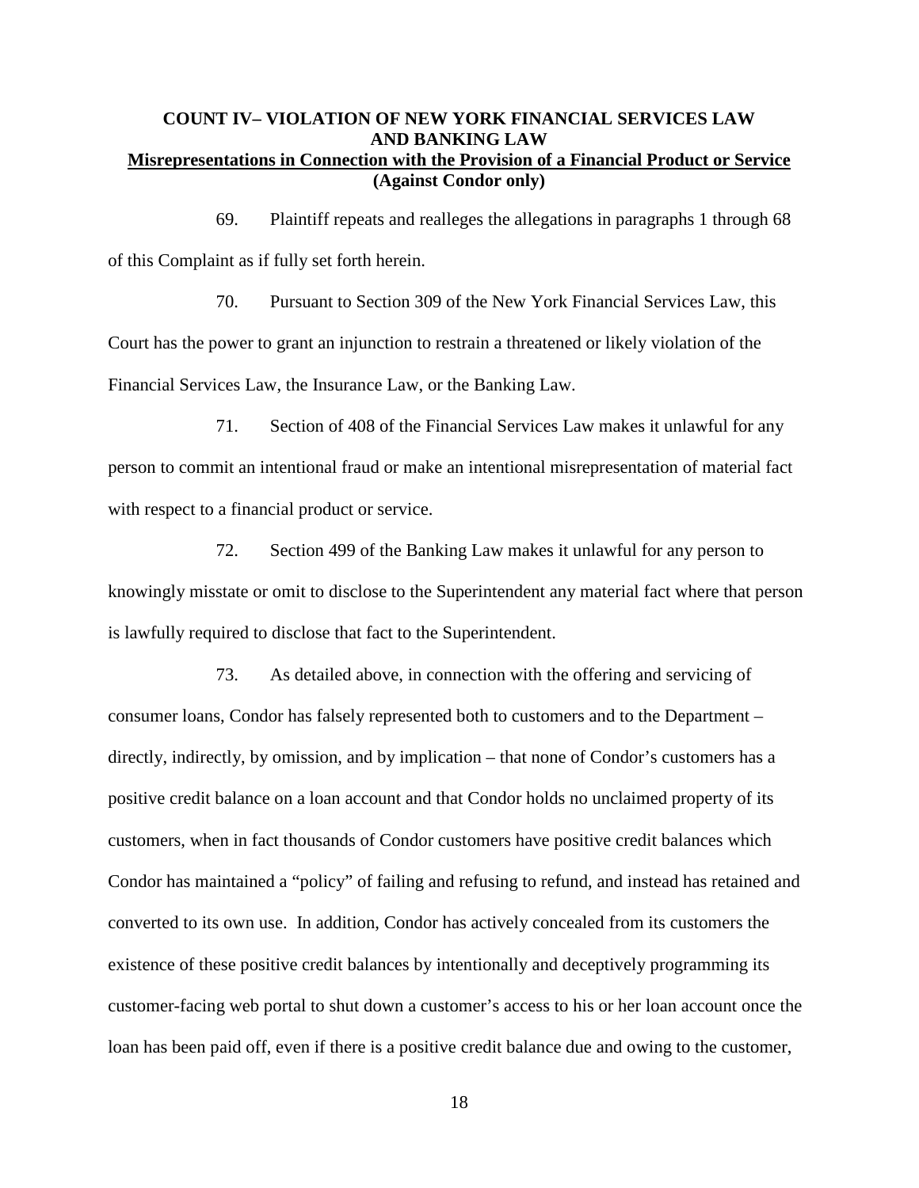## COUNT IV– VIOLATION OF NEW YORK FINANCIAL SERVICES LAW AND BANKING LAW

**Misrepresentations in Connection with the Provision of a Financial Product or Service**

**(Against Condor only)**

69. Plaintiff repeats and realleges the allegations in paragraphs 1 through 68 of this Complaint as if fully set forth herein.

70. Pursuant to Section 309 of the New York Financial Services Law, this Court has the power to grant an injunction to restrain a threatened or likely violation of the Financial Services Law, the Insurance Law, or the Banking Law.

71. Section of 408 of the Financial Services Law makes it unlawful for any person to commit an intentional fraud or make an intentional misrepresentation of material fact with respect to a financial product or service.

72. Section 499 of the Banking Law makes it unlawful for any person to knowingly misstate or omit to disclose to the Superintendent any material fact where that person is lawfully required to disclose that fact to the Superintendent.

73. As detailed above, in connection with the offering and servicing of consumer loans, Condor has falsely represented both to customers and to the Department – directly, indirectly, by omission, and by implication – that none of Condor's customers has a positive credit balance on a loan account and that Condor holds no unclaimed property of its customers, when in fact thousands of Condor customers have positive credit balances which Condor has maintained a "policy" of failing and refusing to refund, and instead has retained and converted to its own use. In addition, Condor has actively concealed from its customers the existence of these positive credit balances by intentionally and deceptively programming its customer-facing web portal to shut down a customer's access to his or her loan account once the loan has been paid off, even if there is a positive credit balance due and owing to the customer,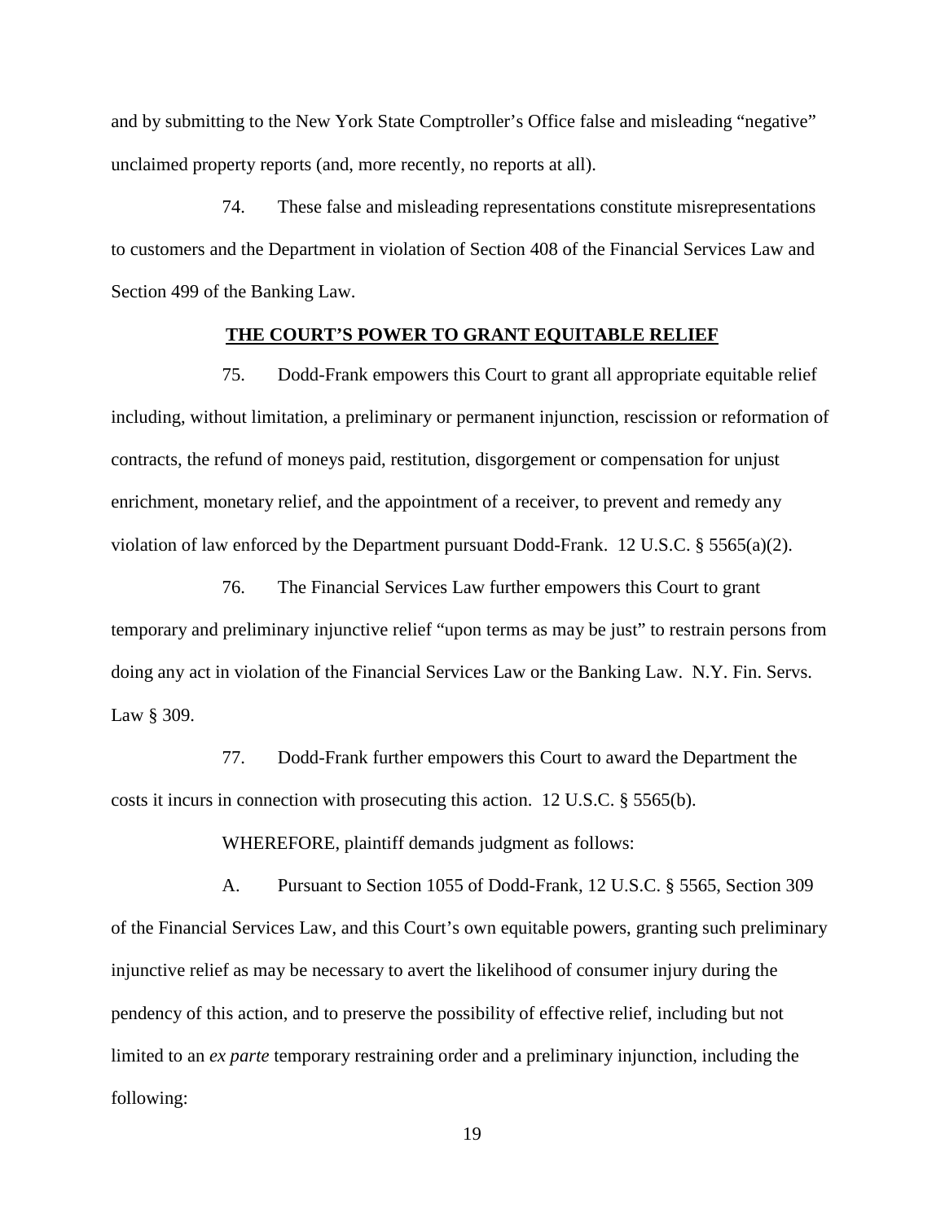and by submitting to the New York State Comptroller's Office false and misleading "negative" unclaimed property reports (and, more recently, no reports at all).

74. These false and misleading representations constitute misrepresentations to customers and the Department in violation of Section 408 of the Financial Services Law and Section 499 of the Banking Law.

**THE COURT'S POWER TO GRANT EQUITABLE RELIEF**

75. Dodd-Frank empowers this Court to grant all appropriate equitable relief including, without limitation, a preliminary or permanent injunction, rescission or reformation of contracts, the refund of moneys paid, restitution, disgorgement or compensation for unjust enrichment, monetary relief, and the appointment of a receiver, to prevent and remedy any violation of law enforced by the Department pursuant Dodd-Frank. 12 U.S.C. § 5565(a)(2).

76. The Financial Services Law further empowers this Court to grant temporary and preliminary injunctive relief "upon terms as may be just" to restrain persons from doing any act in violation of the Financial Services Law or the Banking Law. N.Y. Fin. Servs. Law § 309.

77. Dodd-Frank further empowers this Court to award the Department the costs it incurs in connection with prosecuting this action. 12 U.S.C. § 5565(b).

WHEREFORE, plaintiff demands judgment as follows:

A. Pursuant to Section 1055 of Dodd-Frank, 12 U.S.C. § 5565, Section 309 of the Financial Services Law, and this Court's own equitable powers, granting such preliminary injunctive relief as may be necessary to avert the likelihood of consumer injury during the pendency of this action, and to preserve the possibility of effective relief, including but not limited to an *ex parte* temporary restraining order and a preliminary injunction, including the following: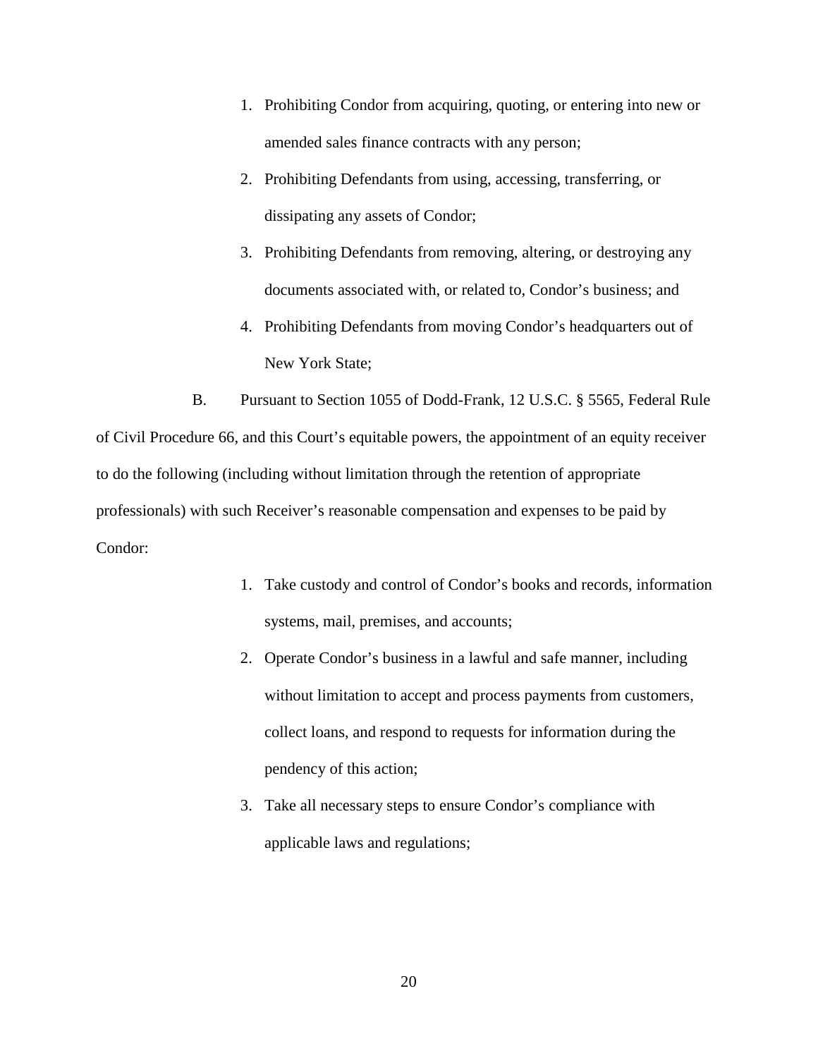1. Prohibiting Condor from acquiring, quoting, or entering into new or amended sales finance contracts with any person;
2. Prohibiting Defendants from using, accessing, transferring, or dissipating any assets of Condor;
3. Prohibiting Defendants from removing, altering, or destroying any documents associated with, or related to, Condor's business; and
4. Prohibiting Defendants from moving Condor's headquarters out of New York State;

B. Pursuant to Section 1055 of Dodd-Frank, 12 U.S.C. § 5565, Federal Rule of Civil Procedure 66, and this Court's equitable powers, the appointment of an equity receiver to do the following (including without limitation through the retention of appropriate professionals) with such Receiver's reasonable compensation and expenses to be paid by Condor:

1. Take custody and control of Condor's books and records, information systems, mail, premises, and accounts;
2. Operate Condor's business in a lawful and safe manner, including without limitation to accept and process payments from customers, collect loans, and respond to requests for information during the pendency of this action;
3. Take all necessary steps to ensure Condor's compliance with applicable laws and regulations;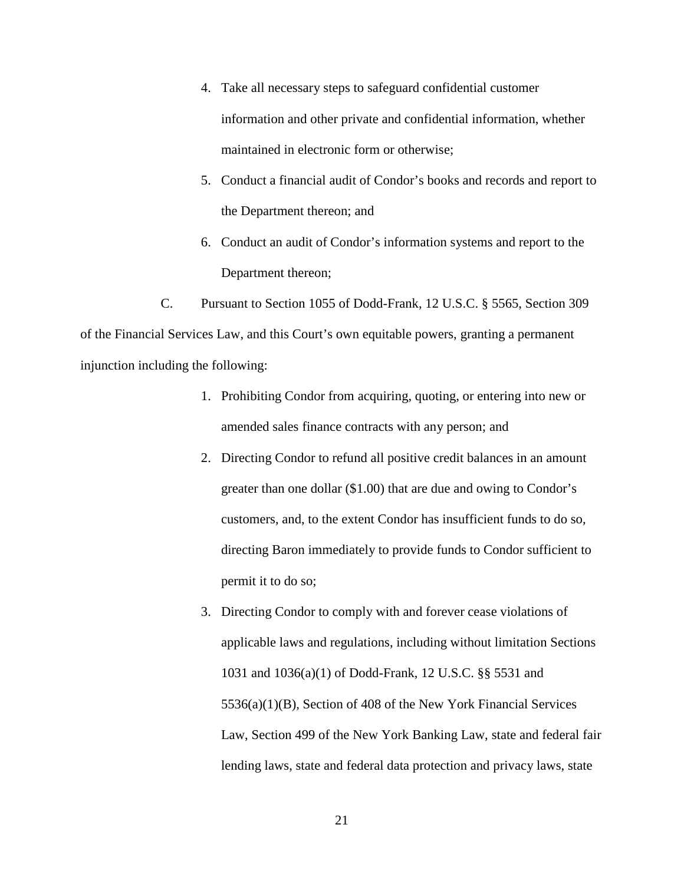4. Take all necessary steps to safeguard confidential customer information and other private and confidential information, whether maintained in electronic form or otherwise;
5. Conduct a financial audit of Condor's books and records and report to the Department thereon; and
6. Conduct an audit of Condor's information systems and report to the Department thereon;

C. Pursuant to Section 1055 of Dodd-Frank, 12 U.S.C. § 5565, Section 309 of the Financial Services Law, and this Court's own equitable powers, granting a permanent injunction including the following:

1. Prohibiting Condor from acquiring, quoting, or entering into new or amended sales finance contracts with any person; and
2. Directing Condor to refund all positive credit balances in an amount greater than one dollar ($1.00) that are due and owing to Condor's customers, and, to the extent Condor has insufficient funds to do so, directing Baron immediately to provide funds to Condor sufficient to permit it to do so;
3. Directing Condor to comply with and forever cease violations of applicable laws and regulations, including without limitation Sections 1031 and 1036(a)(1) of Dodd-Frank, 12 U.S.C. §§ 5531 and 5536(a)(1)(B), Section of 408 of the New York Financial Services Law, Section 499 of the New York Banking Law, state and federal fair lending laws, state and federal data protection and privacy laws, state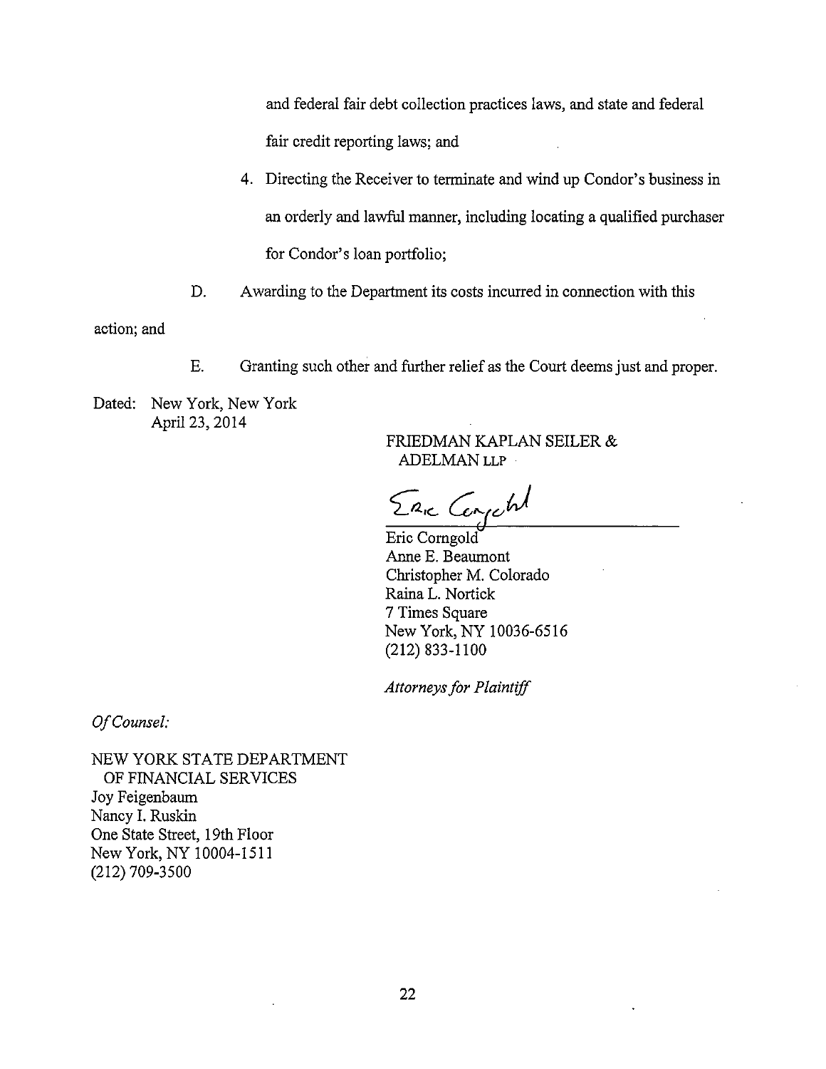and federal fair debt collection practices laws, and state and federal fair credit reporting laws; and

4. Directing the Receiver to terminate and wind up Condor's business in an orderly and lawful manner, including locating a qualified purchaser for Condor's loan portfolio;

D. Awarding to the Department its costs incurred in connection with this action; and

E. Granting such other and further relief as the Court deems just and proper.

Dated: New York, New York
April 23, 2014

FRIEDMAN KAPLAN SEILER & ADELMAN LLP

Eric Corngold
Anne E. Beaumont
Christopher M. Colorado
Raina L. Nortick
7 Times Square
New York, NY 10036-6516
(212) 833-1100

*Attorneys for Plaintiff*

*Of Counsel:*

NEW YORK STATE DEPARTMENT OF FINANCIAL SERVICES
Joy Feigenbaum
Nancy I. Ruskin
One State Street, 19th Floor
New York, NY 10004-1511
(212) 709-3500